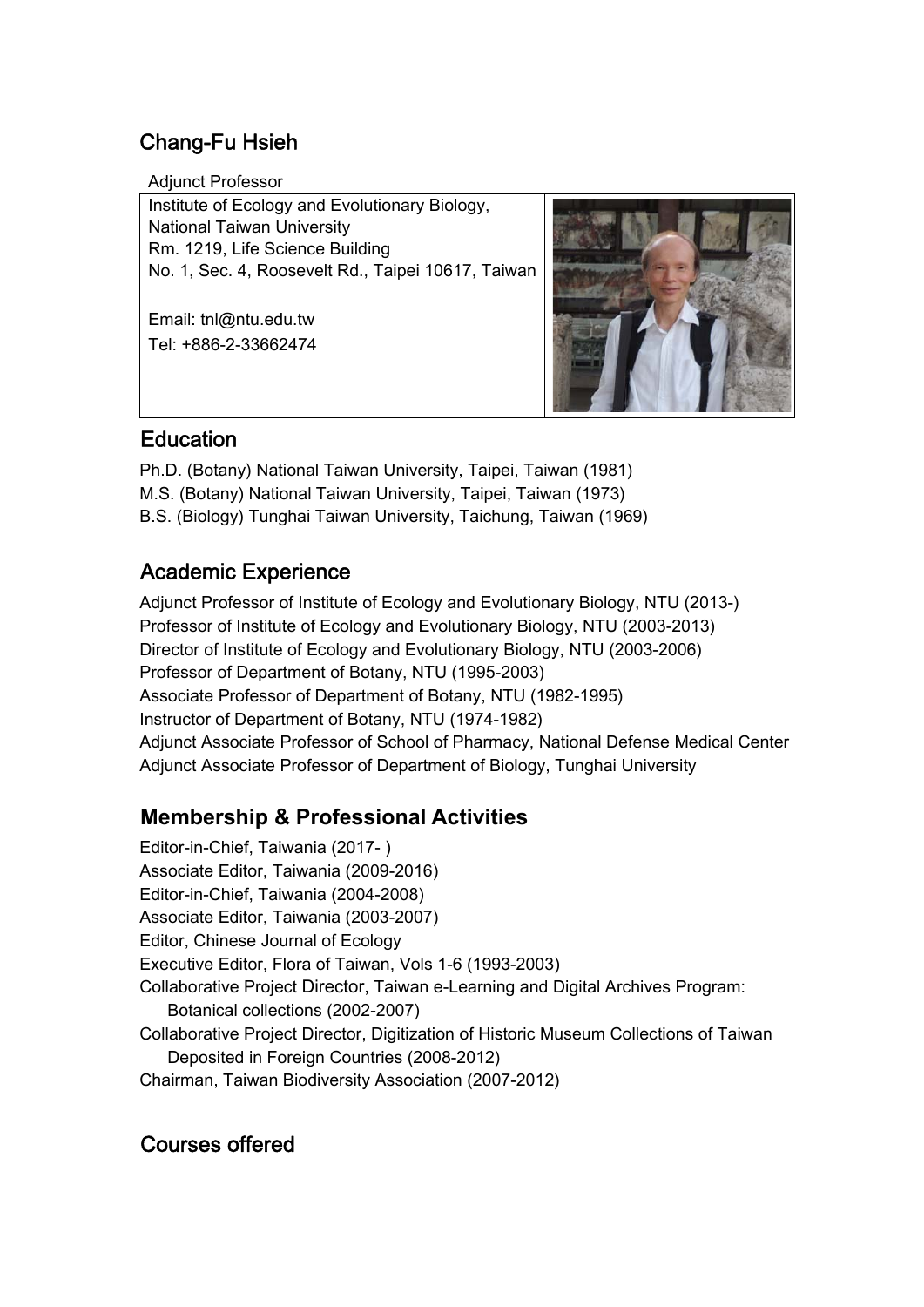# Chang-Fu Hsieh

Adjunct Professor

Institute of Ecology and Evolutionary Biology,
National Taiwan University
Rm. 1219, Life Science Building
No. 1, Sec. 4, Roosevelt Rd., Taipei 10617, Taiwan

Email: tnl@ntu.edu.tw
Tel: +886-2-33662474

## Education

Ph.D. (Botany) National Taiwan University, Taipei, Taiwan (1981)
M.S. (Botany) National Taiwan University, Taipei, Taiwan (1973)
B.S. (Biology) Tunghai Taiwan University, Taichung, Taiwan (1969)

## Academic Experience

Adjunct Professor of Institute of Ecology and Evolutionary Biology, NTU (2013-)
Professor of Institute of Ecology and Evolutionary Biology, NTU (2003-2013)
Director of Institute of Ecology and Evolutionary Biology, NTU (2003-2006)
Professor of Department of Botany, NTU (1995-2003)
Associate Professor of Department of Botany, NTU (1982-1995)
Instructor of Department of Botany, NTU (1974-1982)
Adjunct Associate Professor of School of Pharmacy, National Defense Medical Center
Adjunct Associate Professor of Department of Biology, Tunghai University

## Membership & Professional Activities

Editor-in-Chief, Taiwania (2017- )
Associate Editor, Taiwania (2009-2016)
Editor-in-Chief, Taiwania (2004-2008)
Associate Editor, Taiwania (2003-2007)
Editor, Chinese Journal of Ecology
Executive Editor, Flora of Taiwan, Vols 1-6 (1993-2003)
Collaborative Project Director, Taiwan e-Learning and Digital Archives Program: Botanical collections (2002-2007)
Collaborative Project Director, Digitization of Historic Museum Collections of Taiwan Deposited in Foreign Countries (2008-2012)
Chairman, Taiwan Biodiversity Association (2007-2012)

## Courses offered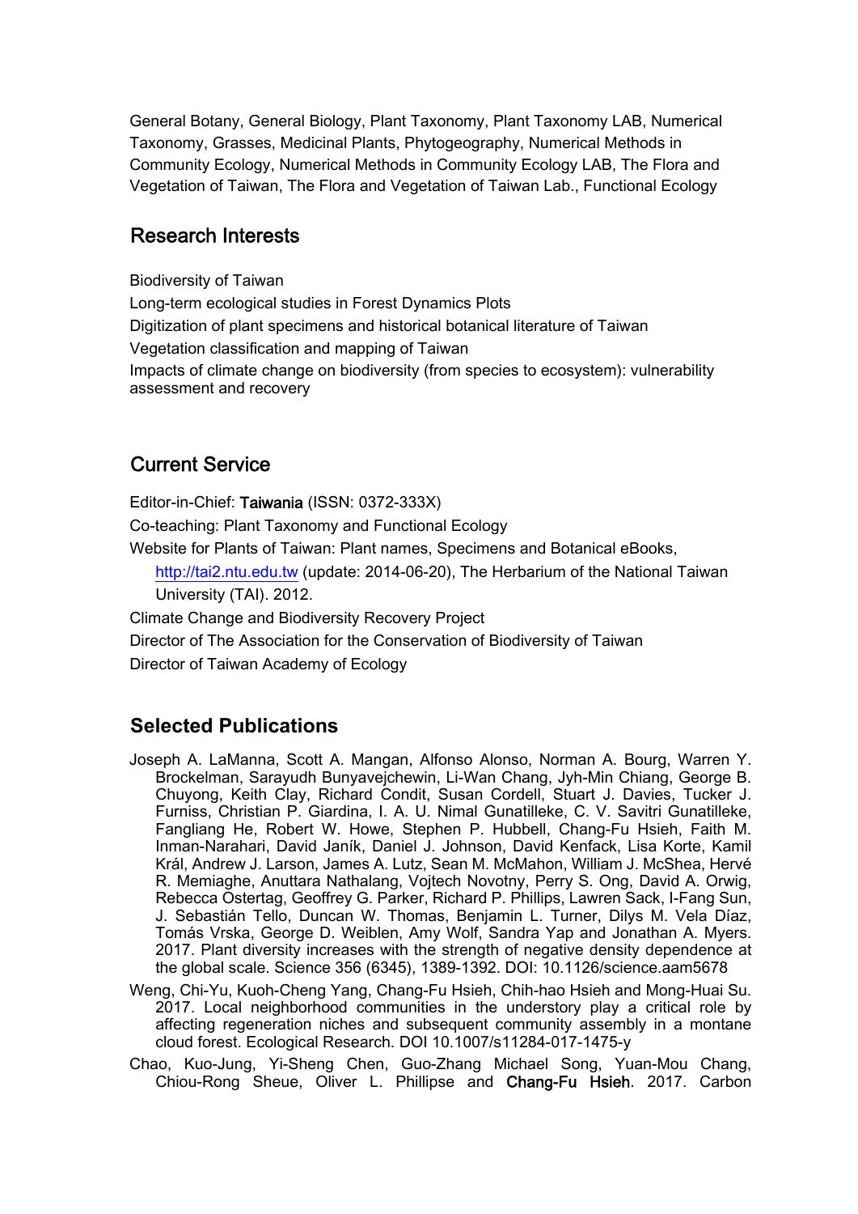General Botany, General Biology, Plant Taxonomy, Plant Taxonomy LAB, Numerical Taxonomy, Grasses, Medicinal Plants, Phytogeography, Numerical Methods in Community Ecology, Numerical Methods in Community Ecology LAB, The Flora and Vegetation of Taiwan, The Flora and Vegetation of Taiwan Lab., Functional Ecology

## Research Interests

Biodiversity of Taiwan

Long-term ecological studies in Forest Dynamics Plots

Digitization of plant specimens and historical botanical literature of Taiwan

Vegetation classification and mapping of Taiwan

Impacts of climate change on biodiversity (from species to ecosystem): vulnerability assessment and recovery

## Current Service

Editor-in-Chief: **Taiwania** (ISSN: 0372-333X)

Co-teaching: Plant Taxonomy and Functional Ecology

Website for Plants of Taiwan: Plant names, Specimens and Botanical eBooks, http://tai2.ntu.edu.tw (update: 2014-06-20), The Herbarium of the National Taiwan University (TAI). 2012.

Climate Change and Biodiversity Recovery Project

Director of The Association for the Conservation of Biodiversity of Taiwan

Director of Taiwan Academy of Ecology

## Selected Publications

Joseph A. LaManna, Scott A. Mangan, Alfonso Alonso, Norman A. Bourg, Warren Y. Brockelman, Sarayudh Bunyavejchewin, Li-Wan Chang, Jyh-Min Chiang, George B. Chuyong, Keith Clay, Richard Condit, Susan Cordell, Stuart J. Davies, Tucker J. Furniss, Christian P. Giardina, I. A. U. Nimal Gunatilleke, C. V. Savitri Gunatilleke, Fangliang He, Robert W. Howe, Stephen P. Hubbell, Chang-Fu Hsieh, Faith M. Inman-Narahari, David Janík, Daniel J. Johnson, David Kenfack, Lisa Korte, Kamil Král, Andrew J. Larson, James A. Lutz, Sean M. McMahon, William J. McShea, Hervé R. Memiaghe, Anuttara Nathalang, Vojtech Novotny, Perry S. Ong, David A. Orwig, Rebecca Ostertag, Geoffrey G. Parker, Richard P. Phillips, Lawren Sack, I-Fang Sun, J. Sebastián Tello, Duncan W. Thomas, Benjamin L. Turner, Dilys M. Vela Díaz, Tomás Vrska, George D. Weiblen, Amy Wolf, Sandra Yap and Jonathan A. Myers. 2017. Plant diversity increases with the strength of negative density dependence at the global scale. Science 356 (6345), 1389-1392. DOI: 10.1126/science.aam5678

Weng, Chi-Yu, Kuoh-Cheng Yang, Chang-Fu Hsieh, Chih-hao Hsieh and Mong-Huai Su. 2017. Local neighborhood communities in the understory play a critical role by affecting regeneration niches and subsequent community assembly in a montane cloud forest. Ecological Research. DOI 10.1007/s11284-017-1475-y

Chao, Kuo-Jung, Yi-Sheng Chen, Guo-Zhang Michael Song, Yuan-Mou Chang, Chiou-Rong Sheue, Oliver L. Phillipse and **Chang-Fu Hsieh**. 2017. Carbon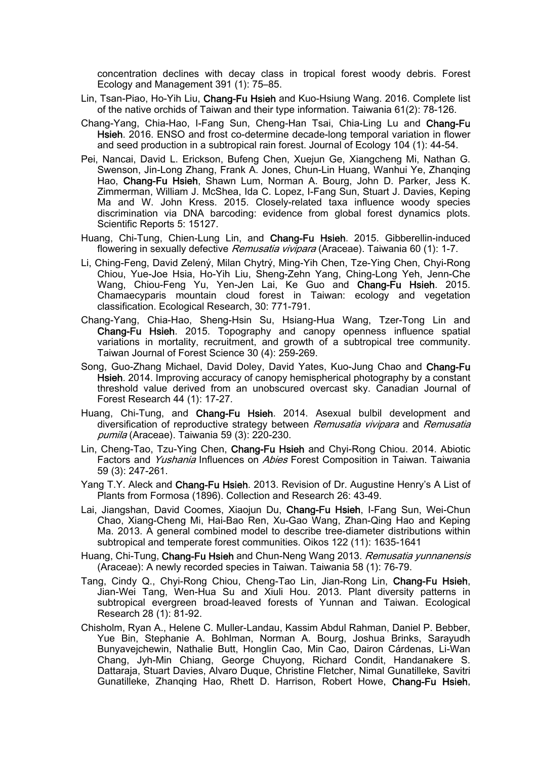concentration declines with decay class in tropical forest woody debris. Forest Ecology and Management 391 (1): 75–85.

Lin, Tsan-Piao, Ho-Yih Liu, **Chang-Fu Hsieh** and Kuo-Hsiung Wang. 2016. Complete list of the native orchids of Taiwan and their type information. Taiwania 61(2): 78-126.

Chang-Yang, Chia-Hao, I-Fang Sun, Cheng-Han Tsai, Chia-Ling Lu and **Chang-Fu Hsieh**. 2016. ENSO and frost co-determine decade-long temporal variation in flower and seed production in a subtropical rain forest. Journal of Ecology 104 (1): 44-54.

Pei, Nancai, David L. Erickson, Bufeng Chen, Xuejun Ge, Xiangcheng Mi, Nathan G. Swenson, Jin-Long Zhang, Frank A. Jones, Chun-Lin Huang, Wanhui Ye, Zhanqing Hao, **Chang-Fu Hsieh**, Shawn Lum, Norman A. Bourg, John D. Parker, Jess K. Zimmerman, William J. McShea, Ida C. Lopez, I-Fang Sun, Stuart J. Davies, Keping Ma and W. John Kress. 2015. Closely-related taxa influence woody species discrimination via DNA barcoding: evidence from global forest dynamics plots. Scientific Reports 5: 15127.

Huang, Chi-Tung, Chien-Lung Lin, and **Chang-Fu Hsieh**. 2015. Gibberellin-induced flowering in sexually defective *Remusatia vivipara* (Araceae). Taiwania 60 (1): 1-7.

Li, Ching-Feng, David Zelený, Milan Chytrý, Ming-Yih Chen, Tze-Ying Chen, Chyi-Rong Chiou, Yue-Joe Hsia, Ho-Yih Liu, Sheng-Zehn Yang, Ching-Long Yeh, Jenn-Che Wang, Chiou-Feng Yu, Yen-Jen Lai, Ke Guo and **Chang-Fu Hsieh**. 2015. Chamaecyparis mountain cloud forest in Taiwan: ecology and vegetation classification. Ecological Research, 30: 771-791.

Chang-Yang, Chia-Hao, Sheng-Hsin Su, Hsiang-Hua Wang, Tzer-Tong Lin and **Chang-Fu Hsieh**. 2015. Topography and canopy openness influence spatial variations in mortality, recruitment, and growth of a subtropical tree community. Taiwan Journal of Forest Science 30 (4): 259-269.

Song, Guo-Zhang Michael, David Doley, David Yates, Kuo-Jung Chao and **Chang-Fu Hsieh**. 2014. Improving accuracy of canopy hemispherical photography by a constant threshold value derived from an unobscured overcast sky. Canadian Journal of Forest Research 44 (1): 17-27.

Huang, Chi-Tung, and **Chang-Fu Hsieh**. 2014. Asexual bulbil development and diversification of reproductive strategy between *Remusatia vivipara* and *Remusatia pumila* (Araceae). Taiwania 59 (3): 220-230.

Lin, Cheng-Tao, Tzu-Ying Chen, **Chang-Fu Hsieh** and Chyi-Rong Chiou. 2014. Abiotic Factors and *Yushania* Influences on *Abies* Forest Composition in Taiwan. Taiwania 59 (3): 247-261.

Yang T.Y. Aleck and **Chang-Fu Hsieh**. 2013. Revision of Dr. Augustine Henry's A List of Plants from Formosa (1896). Collection and Research 26: 43-49.

Lai, Jiangshan, David Coomes, Xiaojun Du, **Chang-Fu Hsieh**, I-Fang Sun, Wei-Chun Chao, Xiang-Cheng Mi, Hai-Bao Ren, Xu-Gao Wang, Zhan-Qing Hao and Keping Ma. 2013. A general combined model to describe tree-diameter distributions within subtropical and temperate forest communities. Oikos 122 (11): 1635-1641

Huang, Chi-Tung, **Chang-Fu Hsieh** and Chun-Neng Wang 2013. *Remusatia yunnanensis* (Araceae): A newly recorded species in Taiwan. Taiwania 58 (1): 76-79.

Tang, Cindy Q., Chyi-Rong Chiou, Cheng-Tao Lin, Jian-Rong Lin, **Chang-Fu Hsieh**, Jian-Wei Tang, Wen-Hua Su and Xiuli Hou. 2013. Plant diversity patterns in subtropical evergreen broad-leaved forests of Yunnan and Taiwan. Ecological Research 28 (1): 81-92.

Chisholm, Ryan A., Helene C. Muller-Landau, Kassim Abdul Rahman, Daniel P. Bebber, Yue Bin, Stephanie A. Bohlman, Norman A. Bourg, Joshua Brinks, Sarayudh Bunyavejchewin, Nathalie Butt, Honglin Cao, Min Cao, Dairon Cárdenas, Li-Wan Chang, Jyh-Min Chiang, George Chuyong, Richard Condit, Handanakere S. Dattaraja, Stuart Davies, Alvaro Duque, Christine Fletcher, Nimal Gunatilleke, Savitri Gunatilleke, Zhanqing Hao, Rhett D. Harrison, Robert Howe, **Chang-Fu Hsieh**,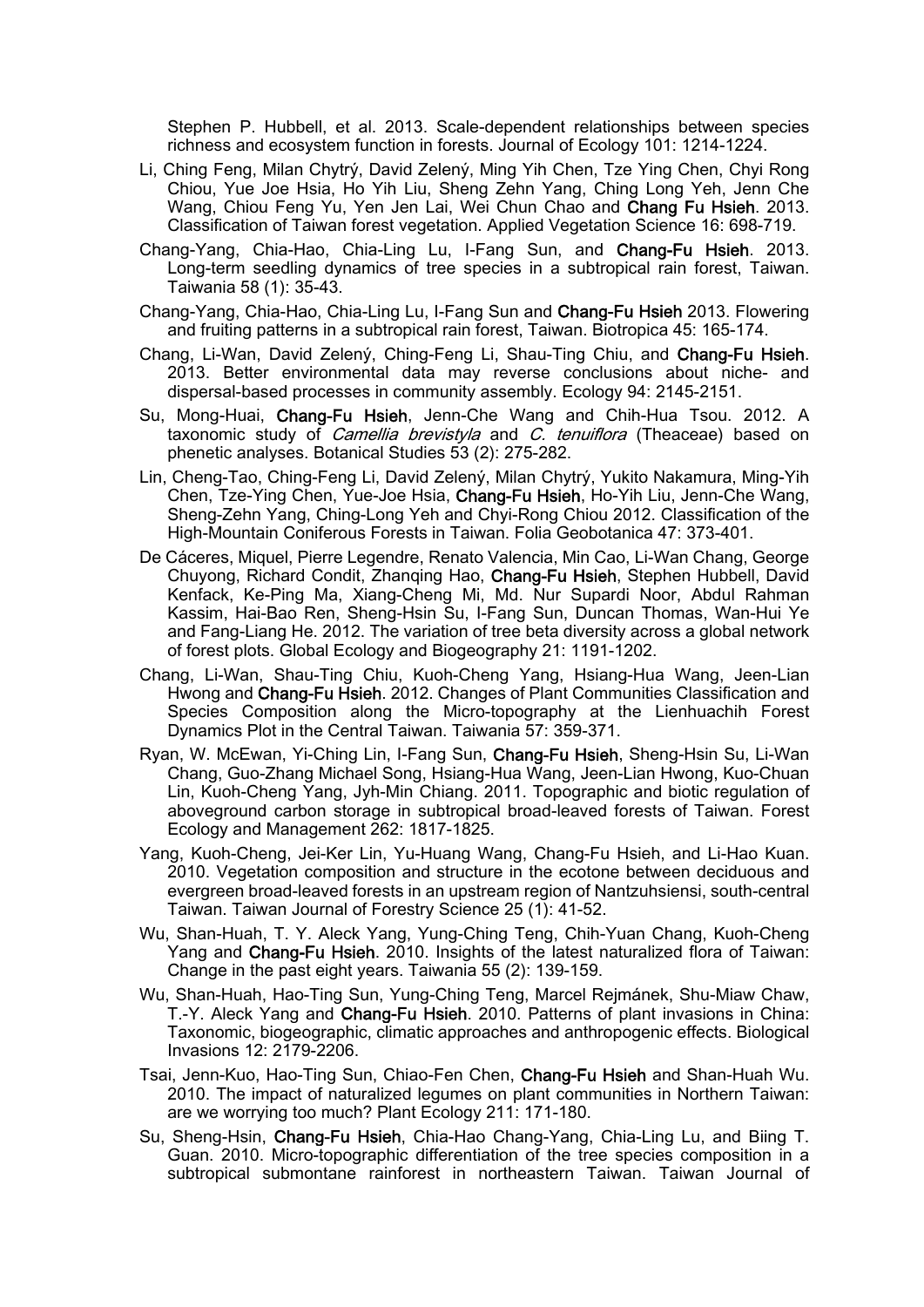Stephen P. Hubbell, et al. 2013. Scale-dependent relationships between species richness and ecosystem function in forests. Journal of Ecology 101: 1214-1224.

Li, Ching Feng, Milan Chytrý, David Zelený, Ming Yih Chen, Tze Ying Chen, Chyi Rong Chiou, Yue Joe Hsia, Ho Yih Liu, Sheng Zehn Yang, Ching Long Yeh, Jenn Che Wang, Chiou Feng Yu, Yen Jen Lai, Wei Chun Chao and **Chang Fu Hsieh**. 2013. Classification of Taiwan forest vegetation. Applied Vegetation Science 16: 698-719.

Chang-Yang, Chia-Hao, Chia-Ling Lu, I-Fang Sun, and **Chang-Fu Hsieh**. 2013. Long-term seedling dynamics of tree species in a subtropical rain forest, Taiwan. Taiwania 58 (1): 35-43.

Chang-Yang, Chia-Hao, Chia-Ling Lu, I-Fang Sun and **Chang-Fu Hsieh** 2013. Flowering and fruiting patterns in a subtropical rain forest, Taiwan. Biotropica 45: 165-174.

Chang, Li-Wan, David Zelený, Ching-Feng Li, Shau-Ting Chiu, and **Chang-Fu Hsieh**. 2013. Better environmental data may reverse conclusions about niche- and dispersal-based processes in community assembly. Ecology 94: 2145-2151.

Su, Mong-Huai, **Chang-Fu Hsieh**, Jenn-Che Wang and Chih-Hua Tsou. 2012. A taxonomic study of *Camellia brevistyla* and *C. tenuiflora* (Theaceae) based on phenetic analyses. Botanical Studies 53 (2): 275-282.

Lin, Cheng-Tao, Ching-Feng Li, David Zelený, Milan Chytrý, Yukito Nakamura, Ming-Yih Chen, Tze-Ying Chen, Yue-Joe Hsia, **Chang-Fu Hsieh**, Ho-Yih Liu, Jenn-Che Wang, Sheng-Zehn Yang, Ching-Long Yeh and Chyi-Rong Chiou 2012. Classification of the High-Mountain Coniferous Forests in Taiwan. Folia Geobotanica 47: 373-401.

De Cáceres, Miquel, Pierre Legendre, Renato Valencia, Min Cao, Li-Wan Chang, George Chuyong, Richard Condit, Zhanqing Hao, **Chang-Fu Hsieh**, Stephen Hubbell, David Kenfack, Ke-Ping Ma, Xiang-Cheng Mi, Md. Nur Supardi Noor, Abdul Rahman Kassim, Hai-Bao Ren, Sheng-Hsin Su, I-Fang Sun, Duncan Thomas, Wan-Hui Ye and Fang-Liang He. 2012. The variation of tree beta diversity across a global network of forest plots. Global Ecology and Biogeography 21: 1191-1202.

Chang, Li-Wan, Shau-Ting Chiu, Kuoh-Cheng Yang, Hsiang-Hua Wang, Jeen-Lian Hwong and **Chang-Fu Hsieh**. 2012. Changes of Plant Communities Classification and Species Composition along the Micro-topography at the Lienhuachih Forest Dynamics Plot in the Central Taiwan. Taiwania 57: 359-371.

Ryan, W. McEwan, Yi-Ching Lin, I-Fang Sun, **Chang-Fu Hsieh**, Sheng-Hsin Su, Li-Wan Chang, Guo-Zhang Michael Song, Hsiang-Hua Wang, Jeen-Lian Hwong, Kuo-Chuan Lin, Kuoh-Cheng Yang, Jyh-Min Chiang. 2011. Topographic and biotic regulation of aboveground carbon storage in subtropical broad-leaved forests of Taiwan. Forest Ecology and Management 262: 1817-1825.

Yang, Kuoh-Cheng, Jei-Ker Lin, Yu-Huang Wang, Chang-Fu Hsieh, and Li-Hao Kuan. 2010. Vegetation composition and structure in the ecotone between deciduous and evergreen broad-leaved forests in an upstream region of Nantzuhsiensi, south-central Taiwan. Taiwan Journal of Forestry Science 25 (1): 41-52.

Wu, Shan-Huah, T. Y. Aleck Yang, Yung-Ching Teng, Chih-Yuan Chang, Kuoh-Cheng Yang and **Chang-Fu Hsieh**. 2010. Insights of the latest naturalized flora of Taiwan: Change in the past eight years. Taiwania 55 (2): 139-159.

Wu, Shan-Huah, Hao-Ting Sun, Yung-Ching Teng, Marcel Rejmánek, Shu-Miaw Chaw, T.-Y. Aleck Yang and **Chang-Fu Hsieh**. 2010. Patterns of plant invasions in China: Taxonomic, biogeographic, climatic approaches and anthropogenic effects. Biological Invasions 12: 2179-2206.

Tsai, Jenn-Kuo, Hao-Ting Sun, Chiao-Fen Chen, **Chang-Fu Hsieh** and Shan-Huah Wu. 2010. The impact of naturalized legumes on plant communities in Northern Taiwan: are we worrying too much? Plant Ecology 211: 171-180.

Su, Sheng-Hsin, **Chang-Fu Hsieh**, Chia-Hao Chang-Yang, Chia-Ling Lu, and Biing T. Guan. 2010. Micro-topographic differentiation of the tree species composition in a subtropical submontane rainforest in northeastern Taiwan. Taiwan Journal of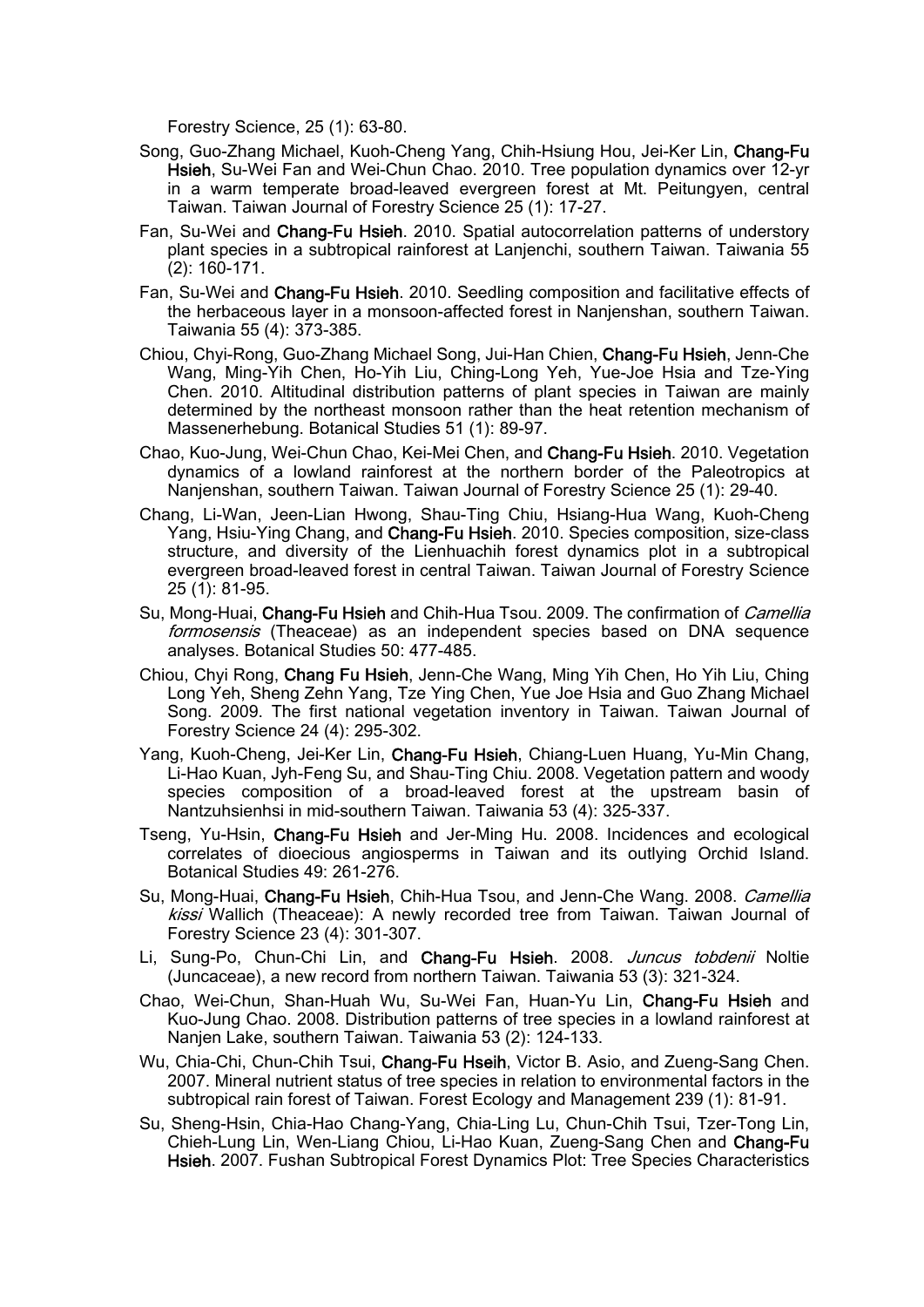Forestry Science, 25 (1): 63-80.

Song, Guo-Zhang Michael, Kuoh-Cheng Yang, Chih-Hsiung Hou, Jei-Ker Lin, **Chang-Fu Hsieh**, Su-Wei Fan and Wei-Chun Chao. 2010. Tree population dynamics over 12-yr in a warm temperate broad-leaved evergreen forest at Mt. Peitungyen, central Taiwan. Taiwan Journal of Forestry Science 25 (1): 17-27.

Fan, Su-Wei and **Chang-Fu Hsieh**. 2010. Spatial autocorrelation patterns of understory plant species in a subtropical rainforest at Lanjenchi, southern Taiwan. Taiwania 55 (2): 160-171.

Fan, Su-Wei and **Chang-Fu Hsieh**. 2010. Seedling composition and facilitative effects of the herbaceous layer in a monsoon-affected forest in Nanjenshan, southern Taiwan. Taiwania 55 (4): 373-385.

Chiou, Chyi-Rong, Guo-Zhang Michael Song, Jui-Han Chien, **Chang-Fu Hsieh**, Jenn-Che Wang, Ming-Yih Chen, Ho-Yih Liu, Ching-Long Yeh, Yue-Joe Hsia and Tze-Ying Chen. 2010. Altitudinal distribution patterns of plant species in Taiwan are mainly determined by the northeast monsoon rather than the heat retention mechanism of Massenerhebung. Botanical Studies 51 (1): 89-97.

Chao, Kuo-Jung, Wei-Chun Chao, Kei-Mei Chen, and **Chang-Fu Hsieh**. 2010. Vegetation dynamics of a lowland rainforest at the northern border of the Paleotropics at Nanjenshan, southern Taiwan. Taiwan Journal of Forestry Science 25 (1): 29-40.

Chang, Li-Wan, Jeen-Lian Hwong, Shau-Ting Chiu, Hsiang-Hua Wang, Kuoh-Cheng Yang, Hsiu-Ying Chang, and **Chang-Fu Hsieh**. 2010. Species composition, size-class structure, and diversity of the Lienhuachih forest dynamics plot in a subtropical evergreen broad-leaved forest in central Taiwan. Taiwan Journal of Forestry Science 25 (1): 81-95.

Su, Mong-Huai, **Chang-Fu Hsieh** and Chih-Hua Tsou. 2009. The confirmation of *Camellia formosensis* (Theaceae) as an independent species based on DNA sequence analyses. Botanical Studies 50: 477-485.

Chiou, Chyi Rong, **Chang Fu Hsieh**, Jenn-Che Wang, Ming Yih Chen, Ho Yih Liu, Ching Long Yeh, Sheng Zehn Yang, Tze Ying Chen, Yue Joe Hsia and Guo Zhang Michael Song. 2009. The first national vegetation inventory in Taiwan. Taiwan Journal of Forestry Science 24 (4): 295-302.

Yang, Kuoh-Cheng, Jei-Ker Lin, **Chang-Fu Hsieh**, Chiang-Luen Huang, Yu-Min Chang, Li-Hao Kuan, Jyh-Feng Su, and Shau-Ting Chiu. 2008. Vegetation pattern and woody species composition of a broad-leaved forest at the upstream basin of Nantzuhsienhsi in mid-southern Taiwan. Taiwania 53 (4): 325-337.

Tseng, Yu-Hsin, **Chang-Fu Hsieh** and Jer-Ming Hu. 2008. Incidences and ecological correlates of dioecious angiosperms in Taiwan and its outlying Orchid Island. Botanical Studies 49: 261-276.

Su, Mong-Huai, **Chang-Fu Hsieh**, Chih-Hua Tsou, and Jenn-Che Wang. 2008. *Camellia kissi* Wallich (Theaceae): A newly recorded tree from Taiwan. Taiwan Journal of Forestry Science 23 (4): 301-307.

Li, Sung-Po, Chun-Chi Lin, and **Chang-Fu Hsieh**. 2008. *Juncus tobdenii* Noltie (Juncaceae), a new record from northern Taiwan. Taiwania 53 (3): 321-324.

Chao, Wei-Chun, Shan-Huah Wu, Su-Wei Fan, Huan-Yu Lin, **Chang-Fu Hsieh** and Kuo-Jung Chao. 2008. Distribution patterns of tree species in a lowland rainforest at Nanjen Lake, southern Taiwan. Taiwania 53 (2): 124-133.

Wu, Chia-Chi, Chun-Chih Tsui, **Chang-Fu Hseih**, Victor B. Asio, and Zueng-Sang Chen. 2007. Mineral nutrient status of tree species in relation to environmental factors in the subtropical rain forest of Taiwan. Forest Ecology and Management 239 (1): 81-91.

Su, Sheng-Hsin, Chia-Hao Chang-Yang, Chia-Ling Lu, Chun-Chih Tsui, Tzer-Tong Lin, Chieh-Lung Lin, Wen-Liang Chiou, Li-Hao Kuan, Zueng-Sang Chen and **Chang-Fu Hsieh**. 2007. Fushan Subtropical Forest Dynamics Plot: Tree Species Characteristics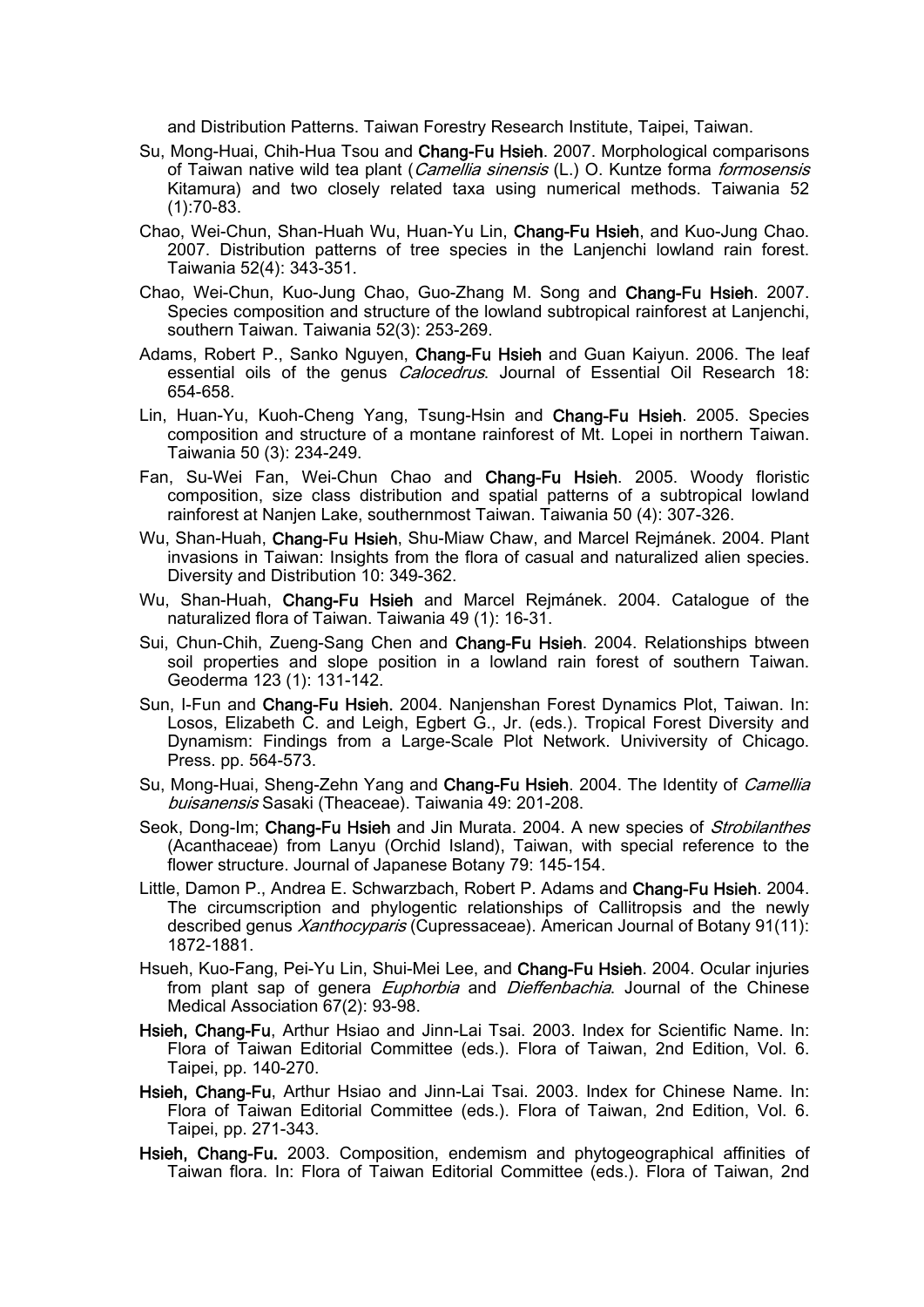and Distribution Patterns. Taiwan Forestry Research Institute, Taipei, Taiwan.

- Su, Mong-Huai, Chih-Hua Tsou and **Chang-Fu Hsieh**. 2007. Morphological comparisons of Taiwan native wild tea plant (*Camellia sinensis* (L.) O. Kuntze forma *formosensis* Kitamura) and two closely related taxa using numerical methods. Taiwania 52 (1):70-83.
- Chao, Wei-Chun, Shan-Huah Wu, Huan-Yu Lin, **Chang-Fu Hsieh**, and Kuo-Jung Chao. 2007. Distribution patterns of tree species in the Lanjenchi lowland rain forest. Taiwania 52(4): 343-351.
- Chao, Wei-Chun, Kuo-Jung Chao, Guo-Zhang M. Song and **Chang-Fu Hsieh**. 2007. Species composition and structure of the lowland subtropical rainforest at Lanjenchi, southern Taiwan. Taiwania 52(3): 253-269.
- Adams, Robert P., Sanko Nguyen, **Chang-Fu Hsieh** and Guan Kaiyun. 2006. The leaf essential oils of the genus *Calocedrus*. Journal of Essential Oil Research 18: 654-658.
- Lin, Huan-Yu, Kuoh-Cheng Yang, Tsung-Hsin and **Chang-Fu Hsieh**. 2005. Species composition and structure of a montane rainforest of Mt. Lopei in northern Taiwan. Taiwania 50 (3): 234-249.
- Fan, Su-Wei Fan, Wei-Chun Chao and **Chang-Fu Hsieh**. 2005. Woody floristic composition, size class distribution and spatial patterns of a subtropical lowland rainforest at Nanjen Lake, southernmost Taiwan. Taiwania 50 (4): 307-326.
- Wu, Shan-Huah, **Chang-Fu Hsieh**, Shu-Miaw Chaw, and Marcel Rejmánek. 2004. Plant invasions in Taiwan: Insights from the flora of casual and naturalized alien species. Diversity and Distribution 10: 349-362.
- Wu, Shan-Huah, **Chang-Fu Hsieh** and Marcel Rejmánek. 2004. Catalogue of the naturalized flora of Taiwan. Taiwania 49 (1): 16-31.
- Sui, Chun-Chih, Zueng-Sang Chen and **Chang-Fu Hsieh**. 2004. Relationships btween soil properties and slope position in a lowland rain forest of southern Taiwan. Geoderma 123 (1): 131-142.
- Sun, I-Fun and **Chang-Fu Hsieh.** 2004. Nanjenshan Forest Dynamics Plot, Taiwan. In: Losos, Elizabeth C. and Leigh, Egbert G., Jr. (eds.). Tropical Forest Diversity and Dynamism: Findings from a Large-Scale Plot Network. Univiversity of Chicago. Press. pp. 564-573.
- Su, Mong-Huai, Sheng-Zehn Yang and **Chang-Fu Hsieh**. 2004. The Identity of *Camellia buisanensis* Sasaki (Theaceae). Taiwania 49: 201-208.
- Seok, Dong-Im; **Chang-Fu Hsieh** and Jin Murata. 2004. A new species of *Strobilanthes* (Acanthaceae) from Lanyu (Orchid Island), Taiwan, with special reference to the flower structure. Journal of Japanese Botany 79: 145-154.
- Little, Damon P., Andrea E. Schwarzbach, Robert P. Adams and **Chang-Fu Hsieh**. 2004. The circumscription and phylogentic relationships of Callitropsis and the newly described genus *Xanthocyparis* (Cupressaceae). American Journal of Botany 91(11): 1872-1881.
- Hsueh, Kuo-Fang, Pei-Yu Lin, Shui-Mei Lee, and **Chang-Fu Hsieh**. 2004. Ocular injuries from plant sap of genera *Euphorbia* and *Dieffenbachia*. Journal of the Chinese Medical Association 67(2): 93-98.
- **Hsieh, Chang-Fu**, Arthur Hsiao and Jinn-Lai Tsai. 2003. Index for Scientific Name. In: Flora of Taiwan Editorial Committee (eds.). Flora of Taiwan, 2nd Edition, Vol. 6. Taipei, pp. 140-270.
- **Hsieh, Chang-Fu**, Arthur Hsiao and Jinn-Lai Tsai. 2003. Index for Chinese Name. In: Flora of Taiwan Editorial Committee (eds.). Flora of Taiwan, 2nd Edition, Vol. 6. Taipei, pp. 271-343.
- **Hsieh, Chang-Fu.** 2003. Composition, endemism and phytogeographical affinities of Taiwan flora. In: Flora of Taiwan Editorial Committee (eds.). Flora of Taiwan, 2nd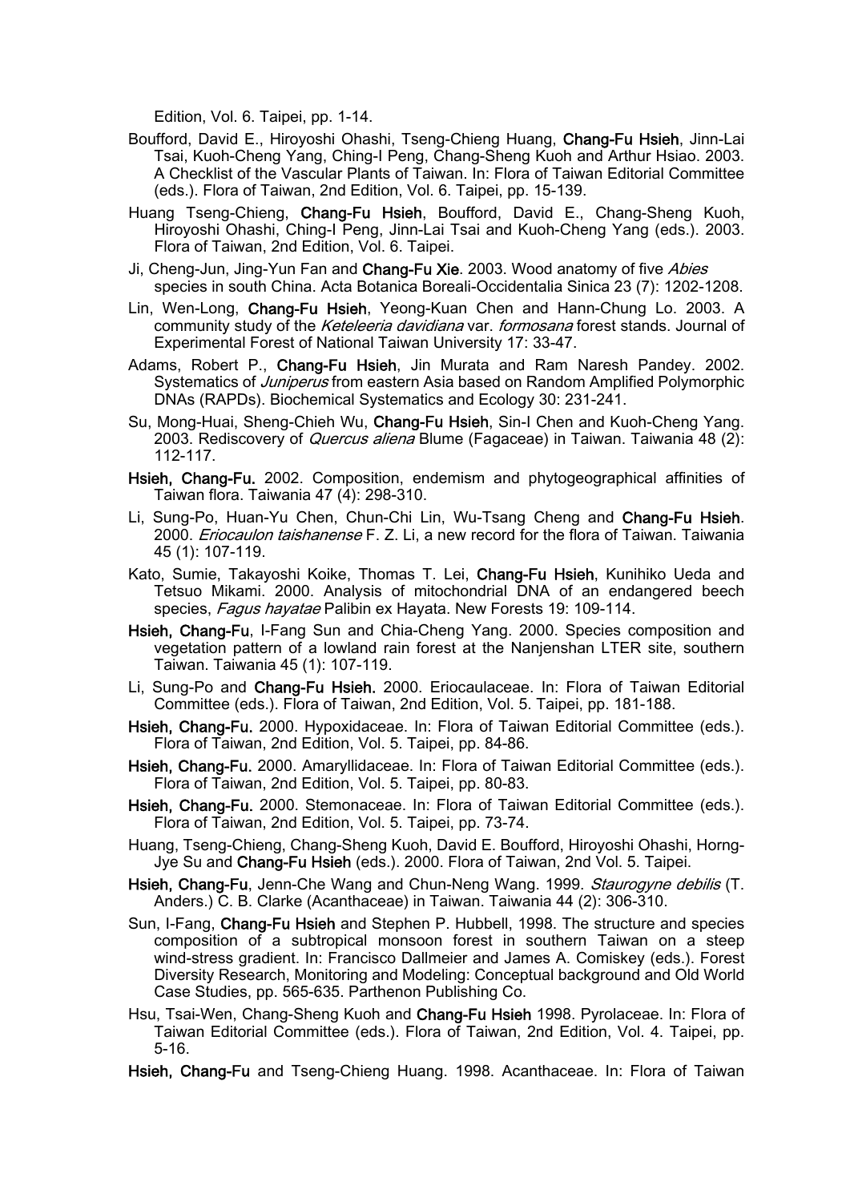Edition, Vol. 6. Taipei, pp. 1-14.

Boufford, David E., Hiroyoshi Ohashi, Tseng-Chieng Huang, **Chang-Fu Hsieh**, Jinn-Lai Tsai, Kuoh-Cheng Yang, Ching-I Peng, Chang-Sheng Kuoh and Arthur Hsiao. 2003. A Checklist of the Vascular Plants of Taiwan. In: Flora of Taiwan Editorial Committee (eds.). Flora of Taiwan, 2nd Edition, Vol. 6. Taipei, pp. 15-139.

Huang Tseng-Chieng, **Chang-Fu Hsieh**, Boufford, David E., Chang-Sheng Kuoh, Hiroyoshi Ohashi, Ching-I Peng, Jinn-Lai Tsai and Kuoh-Cheng Yang (eds.). 2003. Flora of Taiwan, 2nd Edition, Vol. 6. Taipei.

Ji, Cheng-Jun, Jing-Yun Fan and **Chang-Fu Xie**. 2003. Wood anatomy of five *Abies* species in south China. Acta Botanica Boreali-Occidentalia Sinica 23 (7): 1202-1208.

Lin, Wen-Long, **Chang-Fu Hsieh**, Yeong-Kuan Chen and Hann-Chung Lo. 2003. A community study of the *Keteleeria davidiana* var. *formosana* forest stands. Journal of Experimental Forest of National Taiwan University 17: 33-47.

Adams, Robert P., **Chang-Fu Hsieh**, Jin Murata and Ram Naresh Pandey. 2002. Systematics of *Juniperus* from eastern Asia based on Random Amplified Polymorphic DNAs (RAPDs). Biochemical Systematics and Ecology 30: 231-241.

Su, Mong-Huai, Sheng-Chieh Wu, **Chang-Fu Hsieh**, Sin-I Chen and Kuoh-Cheng Yang. 2003. Rediscovery of *Quercus aliena* Blume (Fagaceae) in Taiwan. Taiwania 48 (2): 112-117.

**Hsieh, Chang-Fu.** 2002. Composition, endemism and phytogeographical affinities of Taiwan flora. Taiwania 47 (4): 298-310.

Li, Sung-Po, Huan-Yu Chen, Chun-Chi Lin, Wu-Tsang Cheng and **Chang-Fu Hsieh**. 2000. *Eriocaulon taishanense* F. Z. Li, a new record for the flora of Taiwan. Taiwania 45 (1): 107-119.

Kato, Sumie, Takayoshi Koike, Thomas T. Lei, **Chang-Fu Hsieh**, Kunihiko Ueda and Tetsuo Mikami. 2000. Analysis of mitochondrial DNA of an endangered beech species, *Fagus hayatae* Palibin ex Hayata. New Forests 19: 109-114.

**Hsieh, Chang-Fu**, I-Fang Sun and Chia-Cheng Yang. 2000. Species composition and vegetation pattern of a lowland rain forest at the Nanjenshan LTER site, southern Taiwan. Taiwania 45 (1): 107-119.

Li, Sung-Po and **Chang-Fu Hsieh.** 2000. Eriocaulaceae. In: Flora of Taiwan Editorial Committee (eds.). Flora of Taiwan, 2nd Edition, Vol. 5. Taipei, pp. 181-188.

**Hsieh, Chang-Fu.** 2000. Hypoxidaceae. In: Flora of Taiwan Editorial Committee (eds.). Flora of Taiwan, 2nd Edition, Vol. 5. Taipei, pp. 84-86.

**Hsieh, Chang-Fu.** 2000. Amaryllidaceae. In: Flora of Taiwan Editorial Committee (eds.). Flora of Taiwan, 2nd Edition, Vol. 5. Taipei, pp. 80-83.

**Hsieh, Chang-Fu.** 2000. Stemonaceae. In: Flora of Taiwan Editorial Committee (eds.). Flora of Taiwan, 2nd Edition, Vol. 5. Taipei, pp. 73-74.

Huang, Tseng-Chieng, Chang-Sheng Kuoh, David E. Boufford, Hiroyoshi Ohashi, Horng-Jye Su and **Chang-Fu Hsieh** (eds.). 2000. Flora of Taiwan, 2nd Vol. 5. Taipei.

**Hsieh, Chang-Fu**, Jenn-Che Wang and Chun-Neng Wang. 1999. *Staurogyne debilis* (T. Anders.) C. B. Clarke (Acanthaceae) in Taiwan. Taiwania 44 (2): 306-310.

Sun, I-Fang, **Chang-Fu Hsieh** and Stephen P. Hubbell, 1998. The structure and species composition of a subtropical monsoon forest in southern Taiwan on a steep wind-stress gradient. In: Francisco Dallmeier and James A. Comiskey (eds.). Forest Diversity Research, Monitoring and Modeling: Conceptual background and Old World Case Studies, pp. 565-635. Parthenon Publishing Co.

Hsu, Tsai-Wen, Chang-Sheng Kuoh and **Chang-Fu Hsieh** 1998. Pyrolaceae. In: Flora of Taiwan Editorial Committee (eds.). Flora of Taiwan, 2nd Edition, Vol. 4. Taipei, pp. 5-16.

**Hsieh, Chang-Fu** and Tseng-Chieng Huang. 1998. Acanthaceae. In: Flora of Taiwan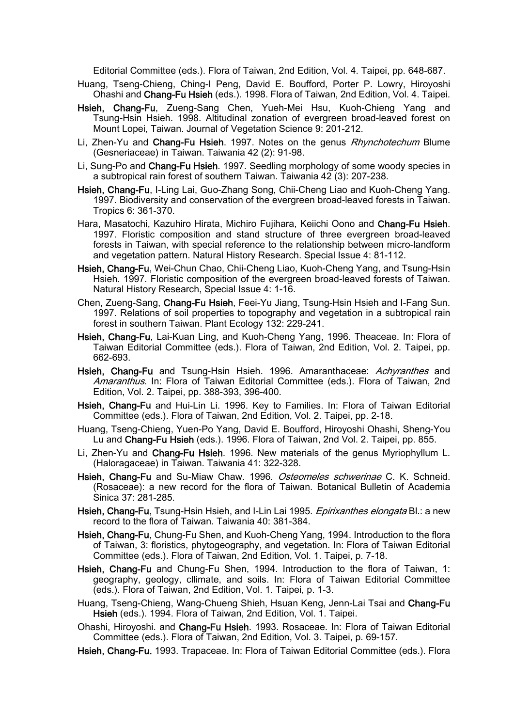Editorial Committee (eds.). Flora of Taiwan, 2nd Edition, Vol. 4. Taipei, pp. 648-687.

Huang, Tseng-Chieng, Ching-I Peng, David E. Boufford, Porter P. Lowry, Hiroyoshi Ohashi and **Chang-Fu Hsieh** (eds.). 1998. Flora of Taiwan, 2nd Edition, Vol. 4. Taipei.

**Hsieh, Chang-Fu**, Zueng-Sang Chen, Yueh-Mei Hsu, Kuoh-Chieng Yang and Tsung-Hsin Hsieh. 1998. Altitudinal zonation of evergreen broad-leaved forest on Mount Lopei, Taiwan. Journal of Vegetation Science 9: 201-212.

Li, Zhen-Yu and **Chang-Fu Hsieh**. 1997. Notes on the genus *Rhynchotechum* Blume (Gesneriaceae) in Taiwan. Taiwania 42 (2): 91-98.

Li, Sung-Po and **Chang-Fu Hsieh**. 1997. Seedling morphology of some woody species in a subtropical rain forest of southern Taiwan. Taiwania 42 (3): 207-238.

**Hsieh, Chang-Fu**, I-Ling Lai, Guo-Zhang Song, Chii-Cheng Liao and Kuoh-Cheng Yang. 1997. Biodiversity and conservation of the evergreen broad-leaved forests in Taiwan. Tropics 6: 361-370.

Hara, Masatochi, Kazuhiro Hirata, Michiro Fujihara, Keiichi Oono and **Chang-Fu Hsieh**. 1997. Floristic composition and stand structure of three evergreen broad-leaved forests in Taiwan, with special reference to the relationship between micro-landform and vegetation pattern. Natural History Research. Special Issue 4: 81-112.

**Hsieh, Chang-Fu**, Wei-Chun Chao, Chii-Cheng Liao, Kuoh-Cheng Yang, and Tsung-Hsin Hsieh. 1997. Floristic composition of the evergreen broad-leaved forests of Taiwan. Natural History Research, Special Issue 4: 1-16.

Chen, Zueng-Sang, **Chang-Fu Hsieh**, Feei-Yu Jiang, Tsung-Hsin Hsieh and I-Fang Sun. 1997. Relations of soil properties to topography and vegetation in a subtropical rain forest in southern Taiwan. Plant Ecology 132: 229-241.

**Hsieh, Chang-Fu**, Lai-Kuan Ling, and Kuoh-Cheng Yang, 1996. Theaceae. In: Flora of Taiwan Editorial Committee (eds.). Flora of Taiwan, 2nd Edition, Vol. 2. Taipei, pp. 662-693.

**Hsieh, Chang-Fu** and Tsung-Hsin Hsieh. 1996. Amaranthaceae: *Achyranthes* and *Amaranthus*. In: Flora of Taiwan Editorial Committee (eds.). Flora of Taiwan, 2nd Edition, Vol. 2. Taipei, pp. 388-393, 396-400.

**Hsieh, Chang-Fu** and Hui-Lin Li. 1996. Key to Families. In: Flora of Taiwan Editorial Committee (eds.). Flora of Taiwan, 2nd Edition, Vol. 2. Taipei, pp. 2-18.

Huang, Tseng-Chieng, Yuen-Po Yang, David E. Boufford, Hiroyoshi Ohashi, Sheng-You Lu and **Chang-Fu Hsieh** (eds.). 1996. Flora of Taiwan, 2nd Vol. 2. Taipei, pp. 855.

Li, Zhen-Yu and **Chang-Fu Hsieh**. 1996. New materials of the genus Myriophyllum L. (Haloragaceae) in Taiwan. Taiwania 41: 322-328.

**Hsieh, Chang-Fu** and Su-Miaw Chaw. 1996. *Osteomeles schwerinae* C. K. Schneid. (Rosaceae): a new record for the flora of Taiwan. Botanical Bulletin of Academia Sinica 37: 281-285.

**Hsieh, Chang-Fu**, Tsung-Hsin Hsieh, and I-Lin Lai 1995. *Epirixanthes elongata* Bl.: a new record to the flora of Taiwan. Taiwania 40: 381-384.

**Hsieh, Chang-Fu**, Chung-Fu Shen, and Kuoh-Cheng Yang, 1994. Introduction to the flora of Taiwan, 3: floristics, phytogeography, and vegetation. In: Flora of Taiwan Editorial Committee (eds.). Flora of Taiwan, 2nd Edition, Vol. 1. Taipei, p. 7-18.

**Hsieh, Chang-Fu** and Chung-Fu Shen, 1994. Introduction to the flora of Taiwan, 1: geography, geology, cllimate, and soils. In: Flora of Taiwan Editorial Committee (eds.). Flora of Taiwan, 2nd Edition, Vol. 1. Taipei, p. 1-3.

Huang, Tseng-Chieng, Wang-Chueng Shieh, Hsuan Keng, Jenn-Lai Tsai and **Chang-Fu Hsieh** (eds.). 1994. Flora of Taiwan, 2nd Edition, Vol. 1. Taipei.

Ohashi, Hiroyoshi. and **Chang-Fu Hsieh**. 1993. Rosaceae. In: Flora of Taiwan Editorial Committee (eds.). Flora of Taiwan, 2nd Edition, Vol. 3. Taipei, p. 69-157.

**Hsieh, Chang-Fu.** 1993. Trapaceae. In: Flora of Taiwan Editorial Committee (eds.). Flora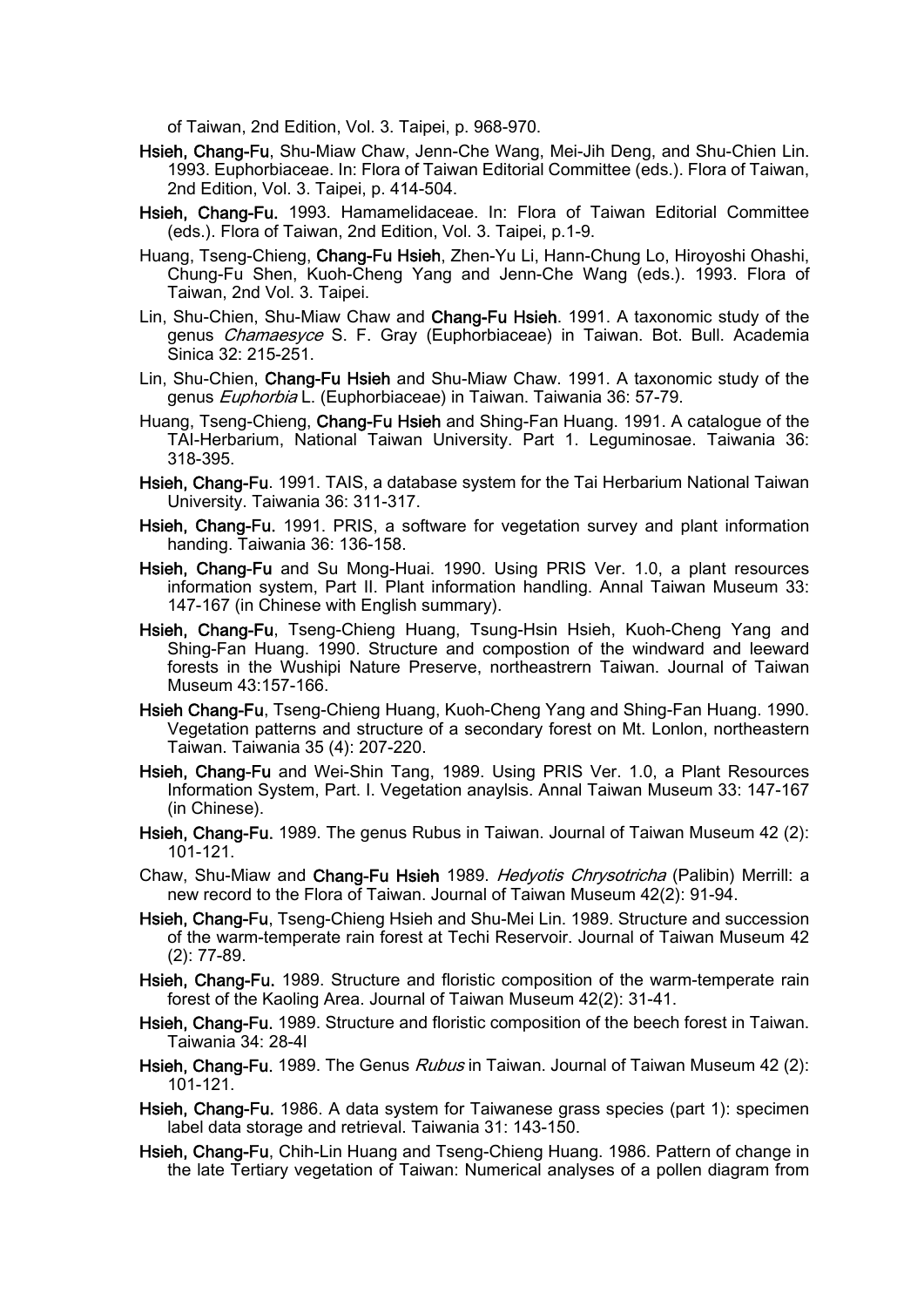of Taiwan, 2nd Edition, Vol. 3. Taipei, p. 968-970.

**Hsieh, Chang-Fu**, Shu-Miaw Chaw, Jenn-Che Wang, Mei-Jih Deng, and Shu-Chien Lin. 1993. Euphorbiaceae. In: Flora of Taiwan Editorial Committee (eds.). Flora of Taiwan, 2nd Edition, Vol. 3. Taipei, p. 414-504.

**Hsieh, Chang-Fu.** 1993. Hamamelidaceae. In: Flora of Taiwan Editorial Committee (eds.). Flora of Taiwan, 2nd Edition, Vol. 3. Taipei, p.1-9.

Huang, Tseng-Chieng, **Chang-Fu Hsieh**, Zhen-Yu Li, Hann-Chung Lo, Hiroyoshi Ohashi, Chung-Fu Shen, Kuoh-Cheng Yang and Jenn-Che Wang (eds.). 1993. Flora of Taiwan, 2nd Vol. 3. Taipei.

Lin, Shu-Chien, Shu-Miaw Chaw and **Chang-Fu Hsieh**. 1991. A taxonomic study of the genus *Chamaesyce* S. F. Gray (Euphorbiaceae) in Taiwan. Bot. Bull. Academia Sinica 32: 215-251.

Lin, Shu-Chien, **Chang-Fu Hsieh** and Shu-Miaw Chaw. 1991. A taxonomic study of the genus *Euphorbia* L. (Euphorbiaceae) in Taiwan. Taiwania 36: 57-79.

Huang, Tseng-Chieng, **Chang-Fu Hsieh** and Shing-Fan Huang. 1991. A catalogue of the TAI-Herbarium, National Taiwan University. Part 1. Leguminosae. Taiwania 36: 318-395.

**Hsieh, Chang-Fu**. 1991. TAIS, a database system for the Tai Herbarium National Taiwan University. Taiwania 36: 311-317.

**Hsieh, Chang-Fu.** 1991. PRIS, a software for vegetation survey and plant information handing. Taiwania 36: 136-158.

**Hsieh, Chang-Fu** and Su Mong-Huai. 1990. Using PRIS Ver. 1.0, a plant resources information system, Part II. Plant information handling. Annal Taiwan Museum 33: 147-167 (in Chinese with English summary).

**Hsieh, Chang-Fu**, Tseng-Chieng Huang, Tsung-Hsin Hsieh, Kuoh-Cheng Yang and Shing-Fan Huang. 1990. Structure and compostion of the windward and leeward forests in the Wushipi Nature Preserve, northeastrern Taiwan. Journal of Taiwan Museum 43:157-166.

**Hsieh Chang-Fu**, Tseng-Chieng Huang, Kuoh-Cheng Yang and Shing-Fan Huang. 1990. Vegetation patterns and structure of a secondary forest on Mt. Lonlon, northeastern Taiwan. Taiwania 35 (4): 207-220.

**Hsieh, Chang-Fu** and Wei-Shin Tang, 1989. Using PRIS Ver. 1.0, a Plant Resources Information System, Part. I. Vegetation anaylsis. Annal Taiwan Museum 33: 147-167 (in Chinese).

**Hsieh, Chang-Fu.** 1989. The genus Rubus in Taiwan. Journal of Taiwan Museum 42 (2): 101-121.

Chaw, Shu-Miaw and **Chang-Fu Hsieh** 1989. *Hedyotis Chrysotricha* (Palibin) Merrill: a new record to the Flora of Taiwan. Journal of Taiwan Museum 42(2): 91-94.

**Hsieh, Chang-Fu**, Tseng-Chieng Hsieh and Shu-Mei Lin. 1989. Structure and succession of the warm-temperate rain forest at Techi Reservoir. Journal of Taiwan Museum 42 (2): 77-89.

**Hsieh, Chang-Fu.** 1989. Structure and floristic composition of the warm-temperate rain forest of the Kaoling Area. Journal of Taiwan Museum 42(2): 31-41.

**Hsieh, Chang-Fu.** 1989. Structure and floristic composition of the beech forest in Taiwan. Taiwania 34: 28-4l

**Hsieh, Chang-Fu.** 1989. The Genus *Rubus* in Taiwan. Journal of Taiwan Museum 42 (2): 101-121.

**Hsieh, Chang-Fu.** 1986. A data system for Taiwanese grass species (part 1): specimen label data storage and retrieval. Taiwania 31: 143-150.

**Hsieh, Chang-Fu**, Chih-Lin Huang and Tseng-Chieng Huang. 1986. Pattern of change in the late Tertiary vegetation of Taiwan: Numerical analyses of a pollen diagram from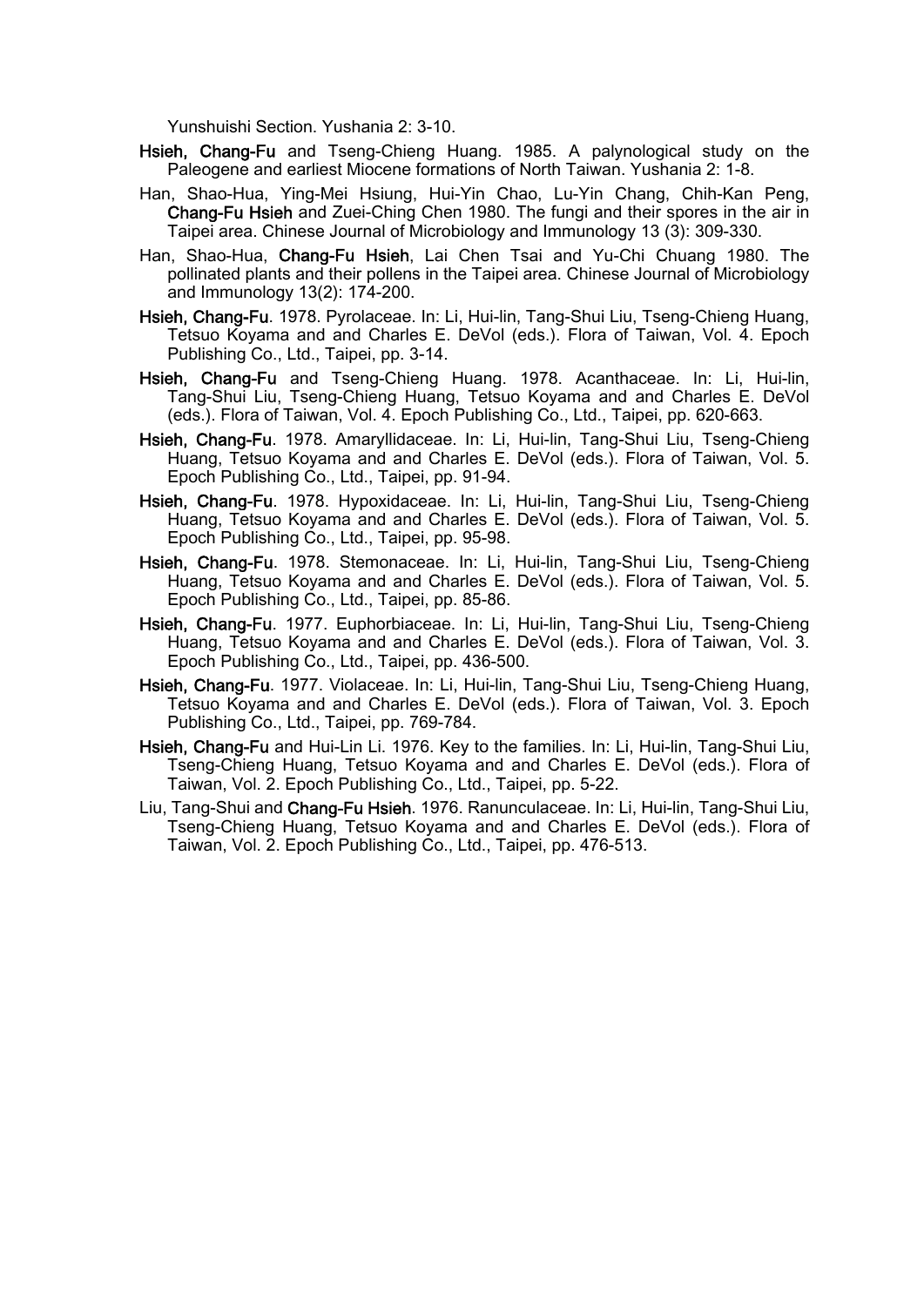Yunshuishi Section. Yushania 2: 3-10.

**Hsieh, Chang-Fu** and Tseng-Chieng Huang. 1985. A palynological study on the Paleogene and earliest Miocene formations of North Taiwan. Yushania 2: 1-8.

Han, Shao-Hua, Ying-Mei Hsiung, Hui-Yin Chao, Lu-Yin Chang, Chih-Kan Peng, **Chang-Fu Hsieh** and Zuei-Ching Chen 1980. The fungi and their spores in the air in Taipei area. Chinese Journal of Microbiology and Immunology 13 (3): 309-330.

Han, Shao-Hua, **Chang-Fu Hsieh**, Lai Chen Tsai and Yu-Chi Chuang 1980. The pollinated plants and their pollens in the Taipei area. Chinese Journal of Microbiology and Immunology 13(2): 174-200.

**Hsieh, Chang-Fu**. 1978. Pyrolaceae. In: Li, Hui-lin, Tang-Shui Liu, Tseng-Chieng Huang, Tetsuo Koyama and and Charles E. DeVol (eds.). Flora of Taiwan, Vol. 4. Epoch Publishing Co., Ltd., Taipei, pp. 3-14.

**Hsieh, Chang-Fu** and Tseng-Chieng Huang. 1978. Acanthaceae. In: Li, Hui-lin, Tang-Shui Liu, Tseng-Chieng Huang, Tetsuo Koyama and and Charles E. DeVol (eds.). Flora of Taiwan, Vol. 4. Epoch Publishing Co., Ltd., Taipei, pp. 620-663.

**Hsieh, Chang-Fu**. 1978. Amaryllidaceae. In: Li, Hui-lin, Tang-Shui Liu, Tseng-Chieng Huang, Tetsuo Koyama and and Charles E. DeVol (eds.). Flora of Taiwan, Vol. 5. Epoch Publishing Co., Ltd., Taipei, pp. 91-94.

**Hsieh, Chang-Fu**. 1978. Hypoxidaceae. In: Li, Hui-lin, Tang-Shui Liu, Tseng-Chieng Huang, Tetsuo Koyama and and Charles E. DeVol (eds.). Flora of Taiwan, Vol. 5. Epoch Publishing Co., Ltd., Taipei, pp. 95-98.

**Hsieh, Chang-Fu**. 1978. Stemonaceae. In: Li, Hui-lin, Tang-Shui Liu, Tseng-Chieng Huang, Tetsuo Koyama and and Charles E. DeVol (eds.). Flora of Taiwan, Vol. 5. Epoch Publishing Co., Ltd., Taipei, pp. 85-86.

**Hsieh, Chang-Fu**. 1977. Euphorbiaceae. In: Li, Hui-lin, Tang-Shui Liu, Tseng-Chieng Huang, Tetsuo Koyama and and Charles E. DeVol (eds.). Flora of Taiwan, Vol. 3. Epoch Publishing Co., Ltd., Taipei, pp. 436-500.

**Hsieh, Chang-Fu**. 1977. Violaceae. In: Li, Hui-lin, Tang-Shui Liu, Tseng-Chieng Huang, Tetsuo Koyama and and Charles E. DeVol (eds.). Flora of Taiwan, Vol. 3. Epoch Publishing Co., Ltd., Taipei, pp. 769-784.

**Hsieh, Chang-Fu** and Hui-Lin Li. 1976. Key to the families. In: Li, Hui-lin, Tang-Shui Liu, Tseng-Chieng Huang, Tetsuo Koyama and and Charles E. DeVol (eds.). Flora of Taiwan, Vol. 2. Epoch Publishing Co., Ltd., Taipei, pp. 5-22.

Liu, Tang-Shui and **Chang-Fu Hsieh**. 1976. Ranunculaceae. In: Li, Hui-lin, Tang-Shui Liu, Tseng-Chieng Huang, Tetsuo Koyama and and Charles E. DeVol (eds.). Flora of Taiwan, Vol. 2. Epoch Publishing Co., Ltd., Taipei, pp. 476-513.